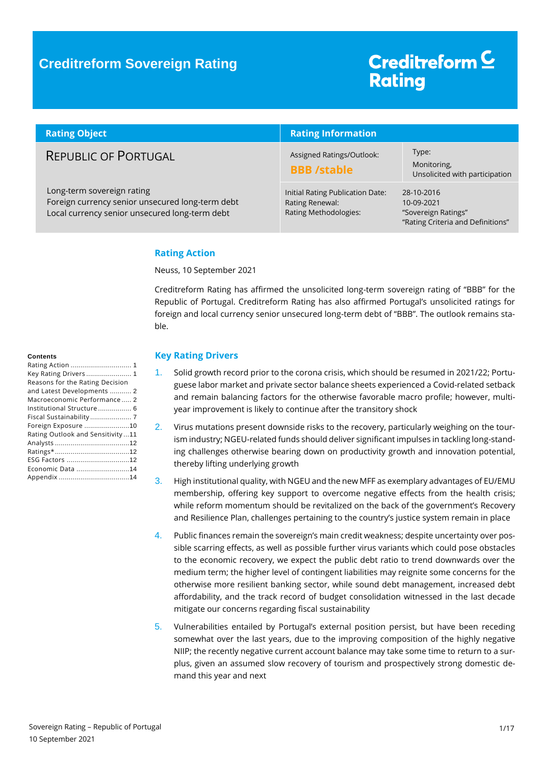# Creditreform Sovereign Rating

Creditreform Rating

| Rating Object | Rating Information | |
|---|---|---|
| REPUBLIC OF PORTUGAL | Assigned Ratings/Outlook: **BBB /stable** | Type: Monitoring, Unsolicited with participation |
| Long-term sovereign rating<br>Foreign currency senior unsecured long-term debt<br>Local currency senior unsecured long-term debt | Initial Rating Publication Date:<br>Rating Renewal:<br>Rating Methodologies: | 28-10-2016<br>10-09-2021<br>"Sovereign Ratings"<br>"Rating Criteria and Definitions" |

**Contents**

- Rating Action ..... 1
- Key Rating Drivers ..... 1
- Reasons for the Rating Decision and Latest Developments ..... 2
- Macroeconomic Performance ..... 2
- Institutional Structure ..... 6
- Fiscal Sustainability ..... 7
- Foreign Exposure ..... 10
- Rating Outlook and Sensitivity ..... 11
- Analysts ..... 12
- Ratings* ..... 12
- ESG Factors ..... 12
- Economic Data ..... 14
- Appendix ..... 14

## Rating Action

Neuss, 10 September 2021

Creditreform Rating has affirmed the unsolicited long-term sovereign rating of "BBB" for the Republic of Portugal. Creditreform Rating has also affirmed Portugal's unsolicited ratings for foreign and local currency senior unsecured long-term debt of "BBB". The outlook remains stable.

## Key Rating Drivers

1. Solid growth record prior to the corona crisis, which should be resumed in 2021/22; Portuguese labor market and private sector balance sheets experienced a Covid-related setback and remain balancing factors for the otherwise favorable macro profile; however, multi-year improvement is likely to continue after the transitory shock

2. Virus mutations present downside risks to the recovery, particularly weighing on the tourism industry; NGEU-related funds should deliver significant impulses in tackling long-standing challenges otherwise bearing down on productivity growth and innovation potential, thereby lifting underlying growth

3. High institutional quality, with NGEU and the new MFF as exemplary advantages of EU/EMU membership, offering key support to overcome negative effects from the health crisis; while reform momentum should be revitalized on the back of the government's Recovery and Resilience Plan, challenges pertaining to the country's justice system remain in place

4. Public finances remain the sovereign's main credit weakness; despite uncertainty over possible scarring effects, as well as possible further virus variants which could pose obstacles to the economic recovery, we expect the public debt ratio to trend downwards over the medium term; the higher level of contingent liabilities may reignite some concerns for the otherwise more resilient banking sector, while sound debt management, increased debt affordability, and the track record of budget consolidation witnessed in the last decade mitigate our concerns regarding fiscal sustainability

5. Vulnerabilities entailed by Portugal's external position persist, but have been receding somewhat over the last years, due to the improving composition of the highly negative NIIP; the recently negative current account balance may take some time to return to a surplus, given an assumed slow recovery of tourism and prospectively strong domestic demand this year and next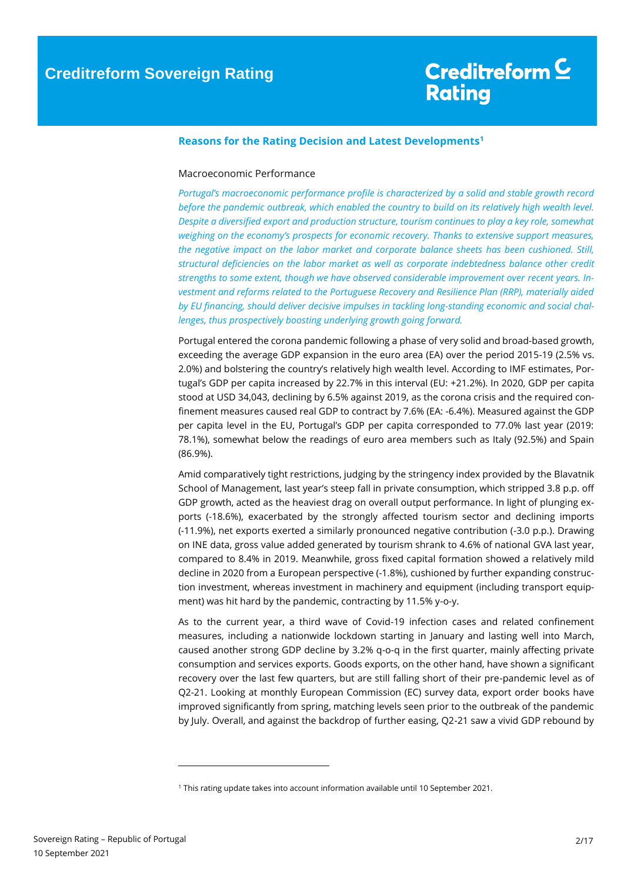## Reasons for the Rating Decision and Latest Developments[1]

### Macroeconomic Performance

*Portugal's macroeconomic performance profile is characterized by a solid and stable growth record before the pandemic outbreak, which enabled the country to build on its relatively high wealth level. Despite a diversified export and production structure, tourism continues to play a key role, somewhat weighing on the economy's prospects for economic recovery. Thanks to extensive support measures, the negative impact on the labor market and corporate balance sheets has been cushioned. Still, structural deficiencies on the labor market as well as corporate indebtedness balance other credit strengths to some extent, though we have observed considerable improvement over recent years. Investment and reforms related to the Portuguese Recovery and Resilience Plan (RRP), materially aided by EU financing, should deliver decisive impulses in tackling long-standing economic and social challenges, thus prospectively boosting underlying growth going forward.*

Portugal entered the corona pandemic following a phase of very solid and broad-based growth, exceeding the average GDP expansion in the euro area (EA) over the period 2015-19 (2.5% vs. 2.0%) and bolstering the country's relatively high wealth level. According to IMF estimates, Portugal's GDP per capita increased by 22.7% in this interval (EU: +21.2%). In 2020, GDP per capita stood at USD 34,043, declining by 6.5% against 2019, as the corona crisis and the required confinement measures caused real GDP to contract by 7.6% (EA: -6.4%). Measured against the GDP per capita level in the EU, Portugal's GDP per capita corresponded to 77.0% last year (2019: 78.1%), somewhat below the readings of euro area members such as Italy (92.5%) and Spain (86.9%).

Amid comparatively tight restrictions, judging by the stringency index provided by the Blavatnik School of Management, last year's steep fall in private consumption, which stripped 3.8 p.p. off GDP growth, acted as the heaviest drag on overall output performance. In light of plunging exports (-18.6%), exacerbated by the strongly affected tourism sector and declining imports (-11.9%), net exports exerted a similarly pronounced negative contribution (-3.0 p.p.). Drawing on INE data, gross value added generated by tourism shrank to 4.6% of national GVA last year, compared to 8.4% in 2019. Meanwhile, gross fixed capital formation showed a relatively mild decline in 2020 from a European perspective (-1.8%), cushioned by further expanding construction investment, whereas investment in machinery and equipment (including transport equipment) was hit hard by the pandemic, contracting by 11.5% y-o-y.

As to the current year, a third wave of Covid-19 infection cases and related confinement measures, including a nationwide lockdown starting in January and lasting well into March, caused another strong GDP decline by 3.2% q-o-q in the first quarter, mainly affecting private consumption and services exports. Goods exports, on the other hand, have shown a significant recovery over the last few quarters, but are still falling short of their pre-pandemic level as of Q2-21. Looking at monthly European Commission (EC) survey data, export order books have improved significantly from spring, matching levels seen prior to the outbreak of the pandemic by July. Overall, and against the backdrop of further easing, Q2-21 saw a vivid GDP rebound by

[1] This rating update takes into account information available until 10 September 2021.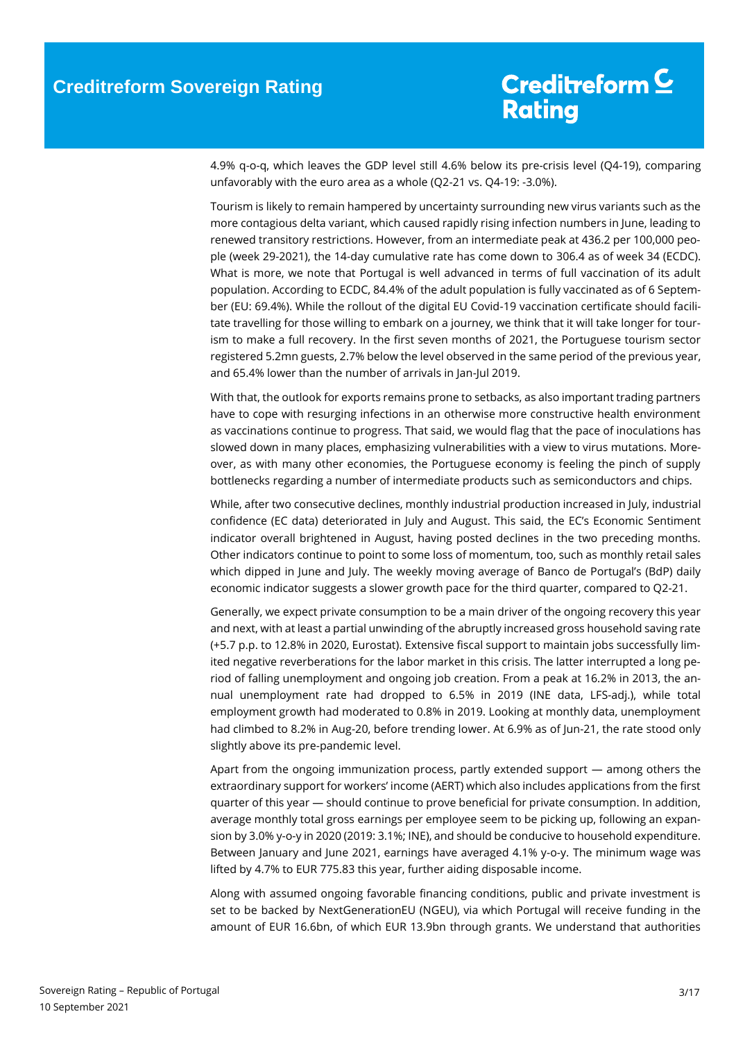4.9% q-o-q, which leaves the GDP level still 4.6% below its pre-crisis level (Q4-19), comparing unfavorably with the euro area as a whole (Q2-21 vs. Q4-19: -3.0%).

Tourism is likely to remain hampered by uncertainty surrounding new virus variants such as the more contagious delta variant, which caused rapidly rising infection numbers in June, leading to renewed transitory restrictions. However, from an intermediate peak at 436.2 per 100,000 people (week 29-2021), the 14-day cumulative rate has come down to 306.4 as of week 34 (ECDC). What is more, we note that Portugal is well advanced in terms of full vaccination of its adult population. According to ECDC, 84.4% of the adult population is fully vaccinated as of 6 September (EU: 69.4%). While the rollout of the digital EU Covid-19 vaccination certificate should facilitate travelling for those willing to embark on a journey, we think that it will take longer for tourism to make a full recovery. In the first seven months of 2021, the Portuguese tourism sector registered 5.2mn guests, 2.7% below the level observed in the same period of the previous year, and 65.4% lower than the number of arrivals in Jan-Jul 2019.

With that, the outlook for exports remains prone to setbacks, as also important trading partners have to cope with resurging infections in an otherwise more constructive health environment as vaccinations continue to progress. That said, we would flag that the pace of inoculations has slowed down in many places, emphasizing vulnerabilities with a view to virus mutations. Moreover, as with many other economies, the Portuguese economy is feeling the pinch of supply bottlenecks regarding a number of intermediate products such as semiconductors and chips.

While, after two consecutive declines, monthly industrial production increased in July, industrial confidence (EC data) deteriorated in July and August. This said, the EC's Economic Sentiment indicator overall brightened in August, having posted declines in the two preceding months. Other indicators continue to point to some loss of momentum, too, such as monthly retail sales which dipped in June and July. The weekly moving average of Banco de Portugal's (BdP) daily economic indicator suggests a slower growth pace for the third quarter, compared to Q2-21.

Generally, we expect private consumption to be a main driver of the ongoing recovery this year and next, with at least a partial unwinding of the abruptly increased gross household saving rate (+5.7 p.p. to 12.8% in 2020, Eurostat). Extensive fiscal support to maintain jobs successfully limited negative reverberations for the labor market in this crisis. The latter interrupted a long period of falling unemployment and ongoing job creation. From a peak at 16.2% in 2013, the annual unemployment rate had dropped to 6.5% in 2019 (INE data, LFS-adj.), while total employment growth had moderated to 0.8% in 2019. Looking at monthly data, unemployment had climbed to 8.2% in Aug-20, before trending lower. At 6.9% as of Jun-21, the rate stood only slightly above its pre-pandemic level.

Apart from the ongoing immunization process, partly extended support — among others the extraordinary support for workers' income (AERT) which also includes applications from the first quarter of this year — should continue to prove beneficial for private consumption. In addition, average monthly total gross earnings per employee seem to be picking up, following an expansion by 3.0% y-o-y in 2020 (2019: 3.1%; INE), and should be conducive to household expenditure. Between January and June 2021, earnings have averaged 4.1% y-o-y. The minimum wage was lifted by 4.7% to EUR 775.83 this year, further aiding disposable income.

Along with assumed ongoing favorable financing conditions, public and private investment is set to be backed by NextGenerationEU (NGEU), via which Portugal will receive funding in the amount of EUR 16.6bn, of which EUR 13.9bn through grants. We understand that authorities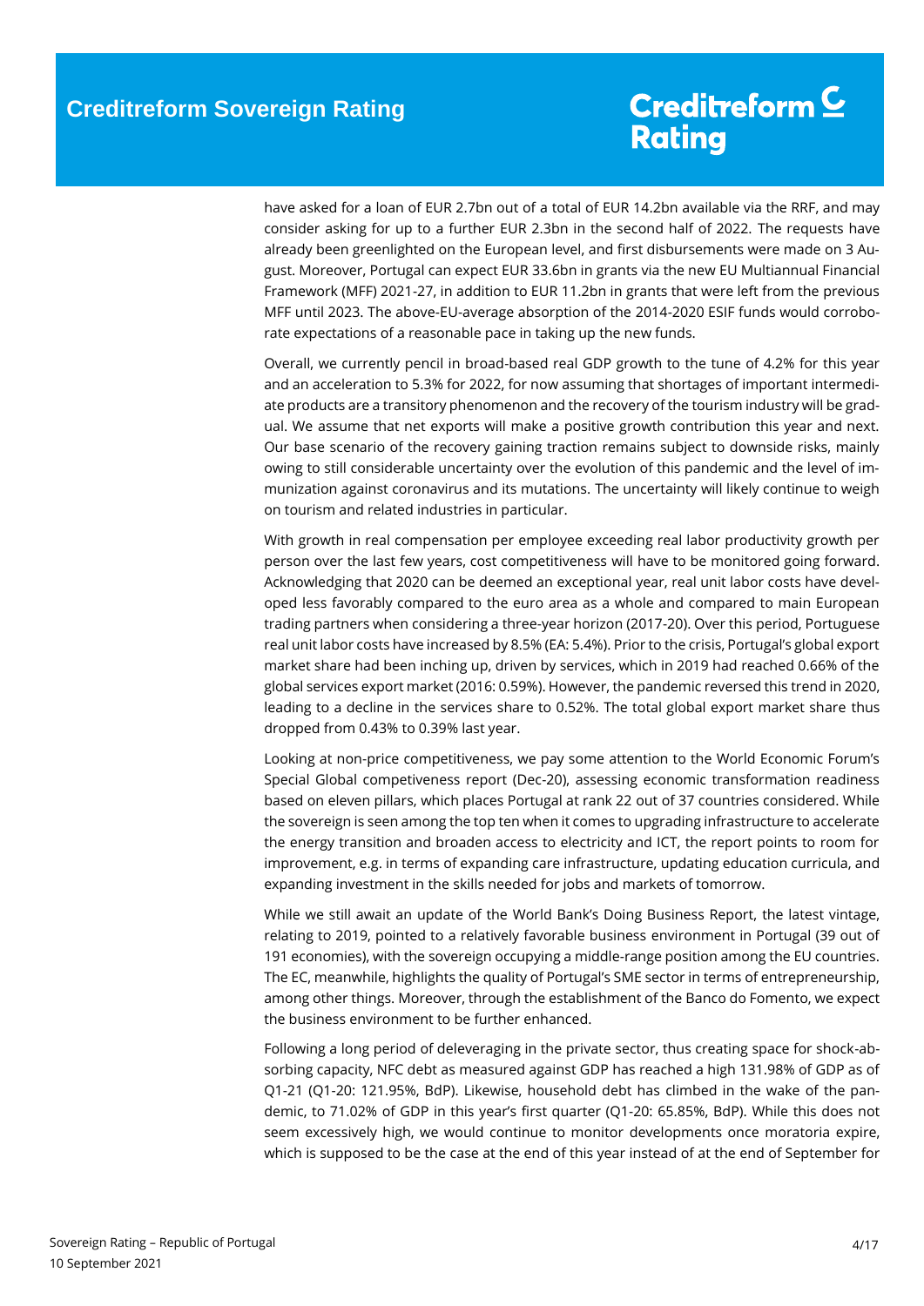have asked for a loan of EUR 2.7bn out of a total of EUR 14.2bn available via the RRF, and may consider asking for up to a further EUR 2.3bn in the second half of 2022. The requests have already been greenlighted on the European level, and first disbursements were made on 3 August. Moreover, Portugal can expect EUR 33.6bn in grants via the new EU Multiannual Financial Framework (MFF) 2021-27, in addition to EUR 11.2bn in grants that were left from the previous MFF until 2023. The above-EU-average absorption of the 2014-2020 ESIF funds would corroborate expectations of a reasonable pace in taking up the new funds.

Overall, we currently pencil in broad-based real GDP growth to the tune of 4.2% for this year and an acceleration to 5.3% for 2022, for now assuming that shortages of important intermediate products are a transitory phenomenon and the recovery of the tourism industry will be gradual. We assume that net exports will make a positive growth contribution this year and next. Our base scenario of the recovery gaining traction remains subject to downside risks, mainly owing to still considerable uncertainty over the evolution of this pandemic and the level of immunization against coronavirus and its mutations. The uncertainty will likely continue to weigh on tourism and related industries in particular.

With growth in real compensation per employee exceeding real labor productivity growth per person over the last few years, cost competitiveness will have to be monitored going forward. Acknowledging that 2020 can be deemed an exceptional year, real unit labor costs have developed less favorably compared to the euro area as a whole and compared to main European trading partners when considering a three-year horizon (2017-20). Over this period, Portuguese real unit labor costs have increased by 8.5% (EA: 5.4%). Prior to the crisis, Portugal's global export market share had been inching up, driven by services, which in 2019 had reached 0.66% of the global services export market (2016: 0.59%). However, the pandemic reversed this trend in 2020, leading to a decline in the services share to 0.52%. The total global export market share thus dropped from 0.43% to 0.39% last year.

Looking at non-price competitiveness, we pay some attention to the World Economic Forum's Special Global competiveness report (Dec-20), assessing economic transformation readiness based on eleven pillars, which places Portugal at rank 22 out of 37 countries considered. While the sovereign is seen among the top ten when it comes to upgrading infrastructure to accelerate the energy transition and broaden access to electricity and ICT, the report points to room for improvement, e.g. in terms of expanding care infrastructure, updating education curricula, and expanding investment in the skills needed for jobs and markets of tomorrow.

While we still await an update of the World Bank's Doing Business Report, the latest vintage, relating to 2019, pointed to a relatively favorable business environment in Portugal (39 out of 191 economies), with the sovereign occupying a middle-range position among the EU countries. The EC, meanwhile, highlights the quality of Portugal's SME sector in terms of entrepreneurship, among other things. Moreover, through the establishment of the Banco do Fomento, we expect the business environment to be further enhanced.

Following a long period of deleveraging in the private sector, thus creating space for shock-absorbing capacity, NFC debt as measured against GDP has reached a high 131.98% of GDP as of Q1-21 (Q1-20: 121.95%, BdP). Likewise, household debt has climbed in the wake of the pandemic, to 71.02% of GDP in this year's first quarter (Q1-20: 65.85%, BdP). While this does not seem excessively high, we would continue to monitor developments once moratoria expire, which is supposed to be the case at the end of this year instead of at the end of September for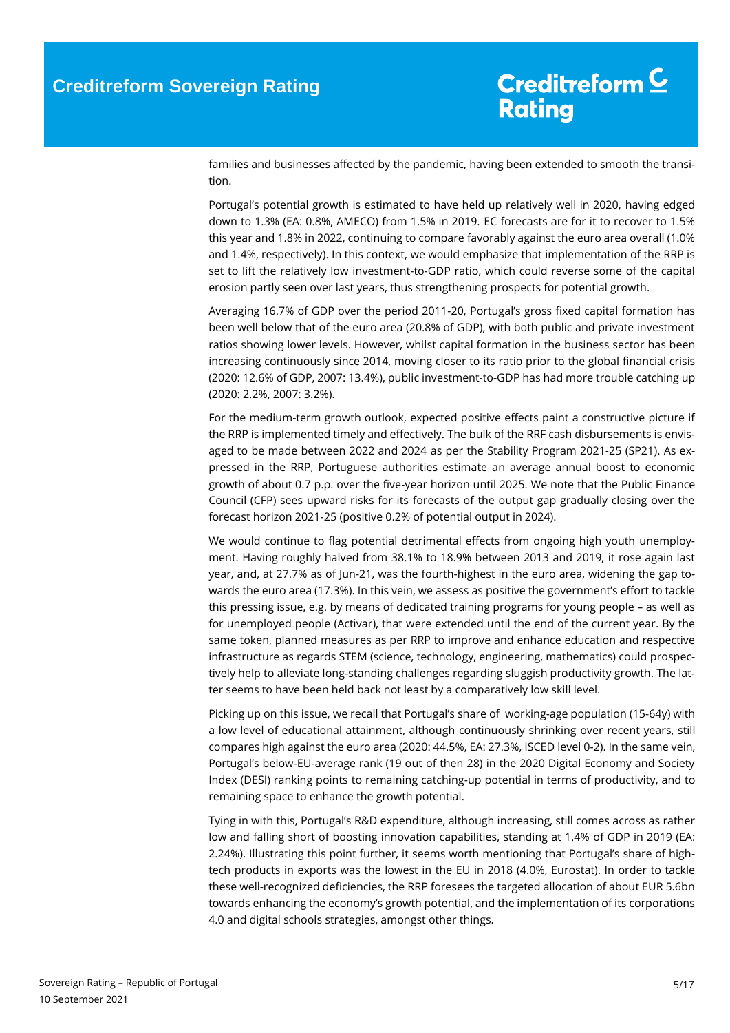families and businesses affected by the pandemic, having been extended to smooth the transition.

Portugal's potential growth is estimated to have held up relatively well in 2020, having edged down to 1.3% (EA: 0.8%, AMECO) from 1.5% in 2019. EC forecasts are for it to recover to 1.5% this year and 1.8% in 2022, continuing to compare favorably against the euro area overall (1.0% and 1.4%, respectively). In this context, we would emphasize that implementation of the RRP is set to lift the relatively low investment-to-GDP ratio, which could reverse some of the capital erosion partly seen over last years, thus strengthening prospects for potential growth.

Averaging 16.7% of GDP over the period 2011-20, Portugal's gross fixed capital formation has been well below that of the euro area (20.8% of GDP), with both public and private investment ratios showing lower levels. However, whilst capital formation in the business sector has been increasing continuously since 2014, moving closer to its ratio prior to the global financial crisis (2020: 12.6% of GDP, 2007: 13.4%), public investment-to-GDP has had more trouble catching up (2020: 2.2%, 2007: 3.2%).

For the medium-term growth outlook, expected positive effects paint a constructive picture if the RRP is implemented timely and effectively. The bulk of the RRF cash disbursements is envisaged to be made between 2022 and 2024 as per the Stability Program 2021-25 (SP21). As expressed in the RRP, Portuguese authorities estimate an average annual boost to economic growth of about 0.7 p.p. over the five-year horizon until 2025. We note that the Public Finance Council (CFP) sees upward risks for its forecasts of the output gap gradually closing over the forecast horizon 2021-25 (positive 0.2% of potential output in 2024).

We would continue to flag potential detrimental effects from ongoing high youth unemployment. Having roughly halved from 38.1% to 18.9% between 2013 and 2019, it rose again last year, and, at 27.7% as of Jun-21, was the fourth-highest in the euro area, widening the gap towards the euro area (17.3%). In this vein, we assess as positive the government's effort to tackle this pressing issue, e.g. by means of dedicated training programs for young people – as well as for unemployed people (Activar), that were extended until the end of the current year. By the same token, planned measures as per RRP to improve and enhance education and respective infrastructure as regards STEM (science, technology, engineering, mathematics) could prospectively help to alleviate long-standing challenges regarding sluggish productivity growth. The latter seems to have been held back not least by a comparatively low skill level.

Picking up on this issue, we recall that Portugal's share of working-age population (15-64y) with a low level of educational attainment, although continuously shrinking over recent years, still compares high against the euro area (2020: 44.5%, EA: 27.3%, ISCED level 0-2). In the same vein, Portugal's below-EU-average rank (19 out of then 28) in the 2020 Digital Economy and Society Index (DESI) ranking points to remaining catching-up potential in terms of productivity, and to remaining space to enhance the growth potential.

Tying in with this, Portugal's R&D expenditure, although increasing, still comes across as rather low and falling short of boosting innovation capabilities, standing at 1.4% of GDP in 2019 (EA: 2.24%). Illustrating this point further, it seems worth mentioning that Portugal's share of high-tech products in exports was the lowest in the EU in 2018 (4.0%, Eurostat). In order to tackle these well-recognized deficiencies, the RRP foresees the targeted allocation of about EUR 5.6bn towards enhancing the economy's growth potential, and the implementation of its corporations 4.0 and digital schools strategies, amongst other things.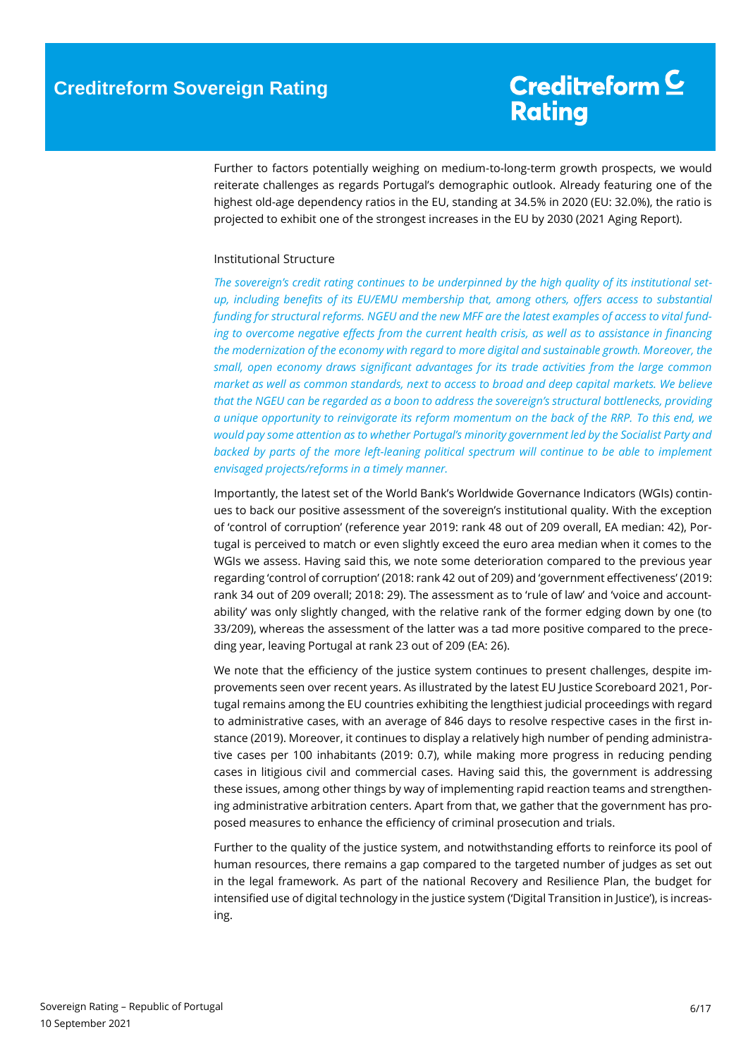Further to factors potentially weighing on medium-to-long-term growth prospects, we would reiterate challenges as regards Portugal's demographic outlook. Already featuring one of the highest old-age dependency ratios in the EU, standing at 34.5% in 2020 (EU: 32.0%), the ratio is projected to exhibit one of the strongest increases in the EU by 2030 (2021 Aging Report).

## Institutional Structure

*The sovereign's credit rating continues to be underpinned by the high quality of its institutional set-up, including benefits of its EU/EMU membership that, among others, offers access to substantial funding for structural reforms. NGEU and the new MFF are the latest examples of access to vital funding to overcome negative effects from the current health crisis, as well as to assistance in financing the modernization of the economy with regard to more digital and sustainable growth. Moreover, the small, open economy draws significant advantages for its trade activities from the large common market as well as common standards, next to access to broad and deep capital markets. We believe that the NGEU can be regarded as a boon to address the sovereign's structural bottlenecks, providing a unique opportunity to reinvigorate its reform momentum on the back of the RRP. To this end, we would pay some attention as to whether Portugal's minority government led by the Socialist Party and backed by parts of the more left-leaning political spectrum will continue to be able to implement envisaged projects/reforms in a timely manner.*

Importantly, the latest set of the World Bank's Worldwide Governance Indicators (WGIs) continues to back our positive assessment of the sovereign's institutional quality. With the exception of 'control of corruption' (reference year 2019: rank 48 out of 209 overall, EA median: 42), Portugal is perceived to match or even slightly exceed the euro area median when it comes to the WGIs we assess. Having said this, we note some deterioration compared to the previous year regarding 'control of corruption' (2018: rank 42 out of 209) and 'government effectiveness' (2019: rank 34 out of 209 overall; 2018: 29). The assessment as to 'rule of law' and 'voice and accountability' was only slightly changed, with the relative rank of the former edging down by one (to 33/209), whereas the assessment of the latter was a tad more positive compared to the preceding year, leaving Portugal at rank 23 out of 209 (EA: 26).

We note that the efficiency of the justice system continues to present challenges, despite improvements seen over recent years. As illustrated by the latest EU Justice Scoreboard 2021, Portugal remains among the EU countries exhibiting the lengthiest judicial proceedings with regard to administrative cases, with an average of 846 days to resolve respective cases in the first instance (2019). Moreover, it continues to display a relatively high number of pending administrative cases per 100 inhabitants (2019: 0.7), while making more progress in reducing pending cases in litigious civil and commercial cases. Having said this, the government is addressing these issues, among other things by way of implementing rapid reaction teams and strengthening administrative arbitration centers. Apart from that, we gather that the government has proposed measures to enhance the efficiency of criminal prosecution and trials.

Further to the quality of the justice system, and notwithstanding efforts to reinforce its pool of human resources, there remains a gap compared to the targeted number of judges as set out in the legal framework. As part of the national Recovery and Resilience Plan, the budget for intensified use of digital technology in the justice system ('Digital Transition in Justice'), is increasing.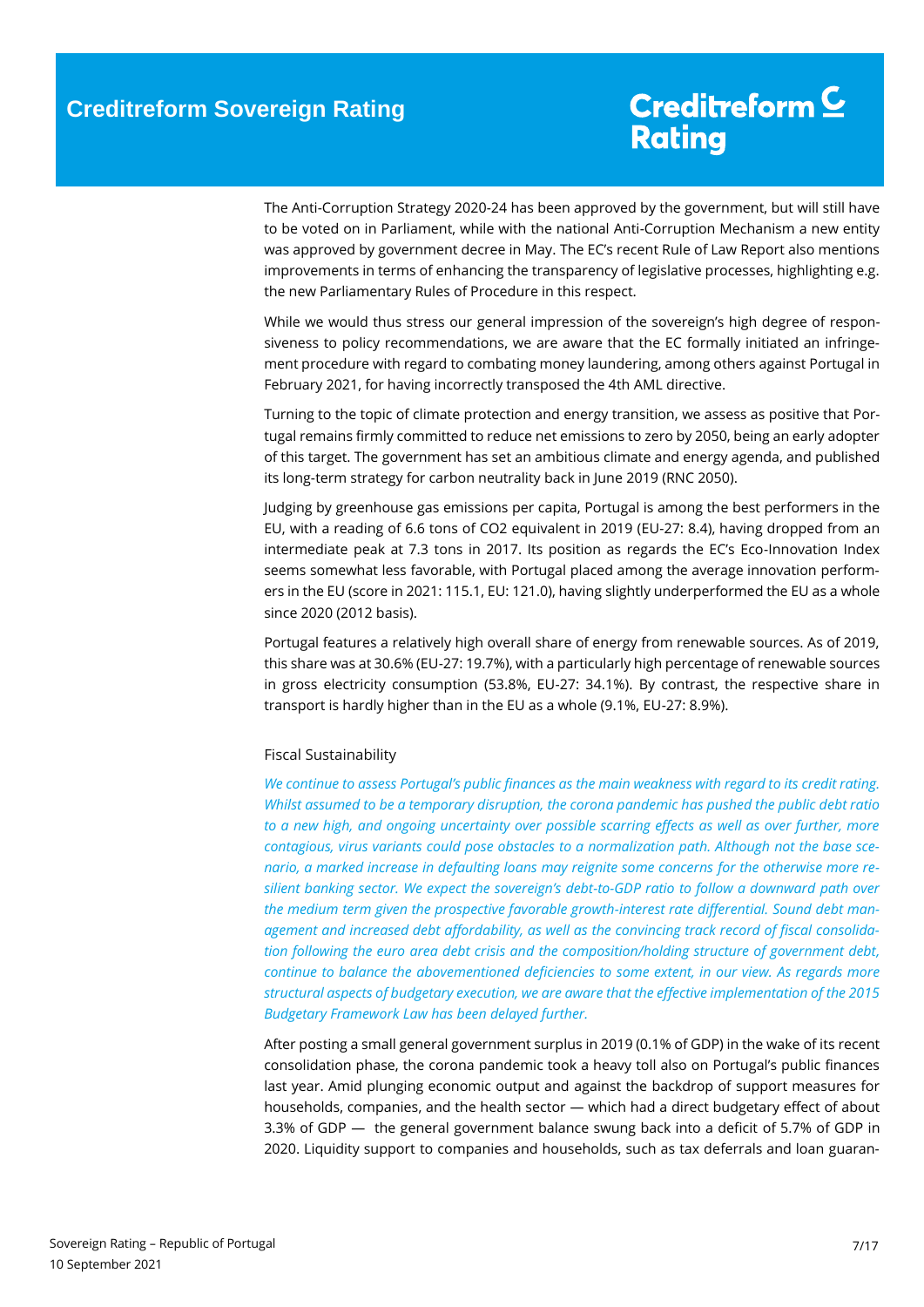The Anti-Corruption Strategy 2020-24 has been approved by the government, but will still have to be voted on in Parliament, while with the national Anti-Corruption Mechanism a new entity was approved by government decree in May. The EC's recent Rule of Law Report also mentions improvements in terms of enhancing the transparency of legislative processes, highlighting e.g. the new Parliamentary Rules of Procedure in this respect.

While we would thus stress our general impression of the sovereign's high degree of responsiveness to policy recommendations, we are aware that the EC formally initiated an infringement procedure with regard to combating money laundering, among others against Portugal in February 2021, for having incorrectly transposed the 4th AML directive.

Turning to the topic of climate protection and energy transition, we assess as positive that Portugal remains firmly committed to reduce net emissions to zero by 2050, being an early adopter of this target. The government has set an ambitious climate and energy agenda, and published its long-term strategy for carbon neutrality back in June 2019 (RNC 2050).

Judging by greenhouse gas emissions per capita, Portugal is among the best performers in the EU, with a reading of 6.6 tons of CO2 equivalent in 2019 (EU-27: 8.4), having dropped from an intermediate peak at 7.3 tons in 2017. Its position as regards the EC's Eco-Innovation Index seems somewhat less favorable, with Portugal placed among the average innovation performers in the EU (score in 2021: 115.1, EU: 121.0), having slightly underperformed the EU as a whole since 2020 (2012 basis).

Portugal features a relatively high overall share of energy from renewable sources. As of 2019, this share was at 30.6% (EU-27: 19.7%), with a particularly high percentage of renewable sources in gross electricity consumption (53.8%, EU-27: 34.1%). By contrast, the respective share in transport is hardly higher than in the EU as a whole (9.1%, EU-27: 8.9%).

## Fiscal Sustainability

*We continue to assess Portugal's public finances as the main weakness with regard to its credit rating. Whilst assumed to be a temporary disruption, the corona pandemic has pushed the public debt ratio to a new high, and ongoing uncertainty over possible scarring effects as well as over further, more contagious, virus variants could pose obstacles to a normalization path. Although not the base scenario, a marked increase in defaulting loans may reignite some concerns for the otherwise more resilient banking sector. We expect the sovereign's debt-to-GDP ratio to follow a downward path over the medium term given the prospective favorable growth-interest rate differential. Sound debt management and increased debt affordability, as well as the convincing track record of fiscal consolidation following the euro area debt crisis and the composition/holding structure of government debt, continue to balance the abovementioned deficiencies to some extent, in our view. As regards more structural aspects of budgetary execution, we are aware that the effective implementation of the 2015 Budgetary Framework Law has been delayed further.*

After posting a small general government surplus in 2019 (0.1% of GDP) in the wake of its recent consolidation phase, the corona pandemic took a heavy toll also on Portugal's public finances last year. Amid plunging economic output and against the backdrop of support measures for households, companies, and the health sector — which had a direct budgetary effect of about 3.3% of GDP — the general government balance swung back into a deficit of 5.7% of GDP in 2020. Liquidity support to companies and households, such as tax deferrals and loan guaran-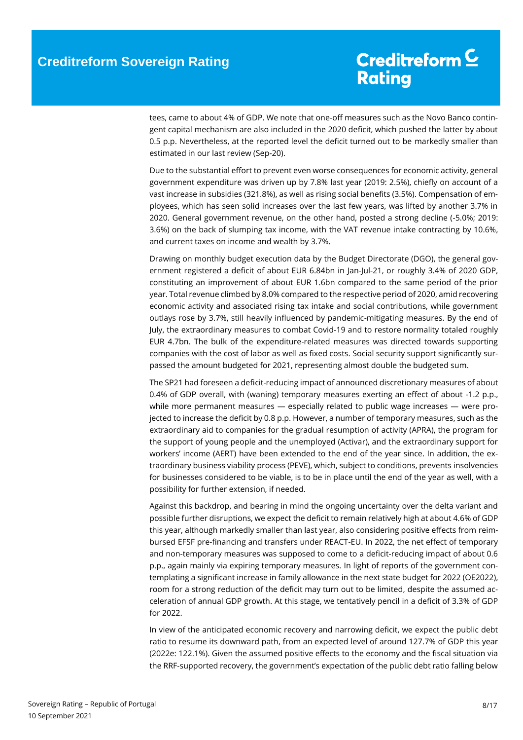tees, came to about 4% of GDP. We note that one-off measures such as the Novo Banco contingent capital mechanism are also included in the 2020 deficit, which pushed the latter by about 0.5 p.p. Nevertheless, at the reported level the deficit turned out to be markedly smaller than estimated in our last review (Sep-20).

Due to the substantial effort to prevent even worse consequences for economic activity, general government expenditure was driven up by 7.8% last year (2019: 2.5%), chiefly on account of a vast increase in subsidies (321.8%), as well as rising social benefits (3.5%). Compensation of employees, which has seen solid increases over the last few years, was lifted by another 3.7% in 2020. General government revenue, on the other hand, posted a strong decline (-5.0%; 2019: 3.6%) on the back of slumping tax income, with the VAT revenue intake contracting by 10.6%, and current taxes on income and wealth by 3.7%.

Drawing on monthly budget execution data by the Budget Directorate (DGO), the general government registered a deficit of about EUR 6.84bn in Jan-Jul-21, or roughly 3.4% of 2020 GDP, constituting an improvement of about EUR 1.6bn compared to the same period of the prior year. Total revenue climbed by 8.0% compared to the respective period of 2020, amid recovering economic activity and associated rising tax intake and social contributions, while government outlays rose by 3.7%, still heavily influenced by pandemic-mitigating measures. By the end of July, the extraordinary measures to combat Covid-19 and to restore normality totaled roughly EUR 4.7bn. The bulk of the expenditure-related measures was directed towards supporting companies with the cost of labor as well as fixed costs. Social security support significantly surpassed the amount budgeted for 2021, representing almost double the budgeted sum.

The SP21 had foreseen a deficit-reducing impact of announced discretionary measures of about 0.4% of GDP overall, with (waning) temporary measures exerting an effect of about -1.2 p.p., while more permanent measures — especially related to public wage increases — were projected to increase the deficit by 0.8 p.p. However, a number of temporary measures, such as the extraordinary aid to companies for the gradual resumption of activity (APRA), the program for the support of young people and the unemployed (Activar), and the extraordinary support for workers' income (AERT) have been extended to the end of the year since. In addition, the extraordinary business viability process (PEVE), which, subject to conditions, prevents insolvencies for businesses considered to be viable, is to be in place until the end of the year as well, with a possibility for further extension, if needed.

Against this backdrop, and bearing in mind the ongoing uncertainty over the delta variant and possible further disruptions, we expect the deficit to remain relatively high at about 4.6% of GDP this year, although markedly smaller than last year, also considering positive effects from reimbursed EFSF pre-financing and transfers under REACT-EU. In 2022, the net effect of temporary and non-temporary measures was supposed to come to a deficit-reducing impact of about 0.6 p.p., again mainly via expiring temporary measures. In light of reports of the government contemplating a significant increase in family allowance in the next state budget for 2022 (OE2022), room for a strong reduction of the deficit may turn out to be limited, despite the assumed acceleration of annual GDP growth. At this stage, we tentatively pencil in a deficit of 3.3% of GDP for 2022.

In view of the anticipated economic recovery and narrowing deficit, we expect the public debt ratio to resume its downward path, from an expected level of around 127.7% of GDP this year (2022e: 122.1%). Given the assumed positive effects to the economy and the fiscal situation via the RRF-supported recovery, the government's expectation of the public debt ratio falling below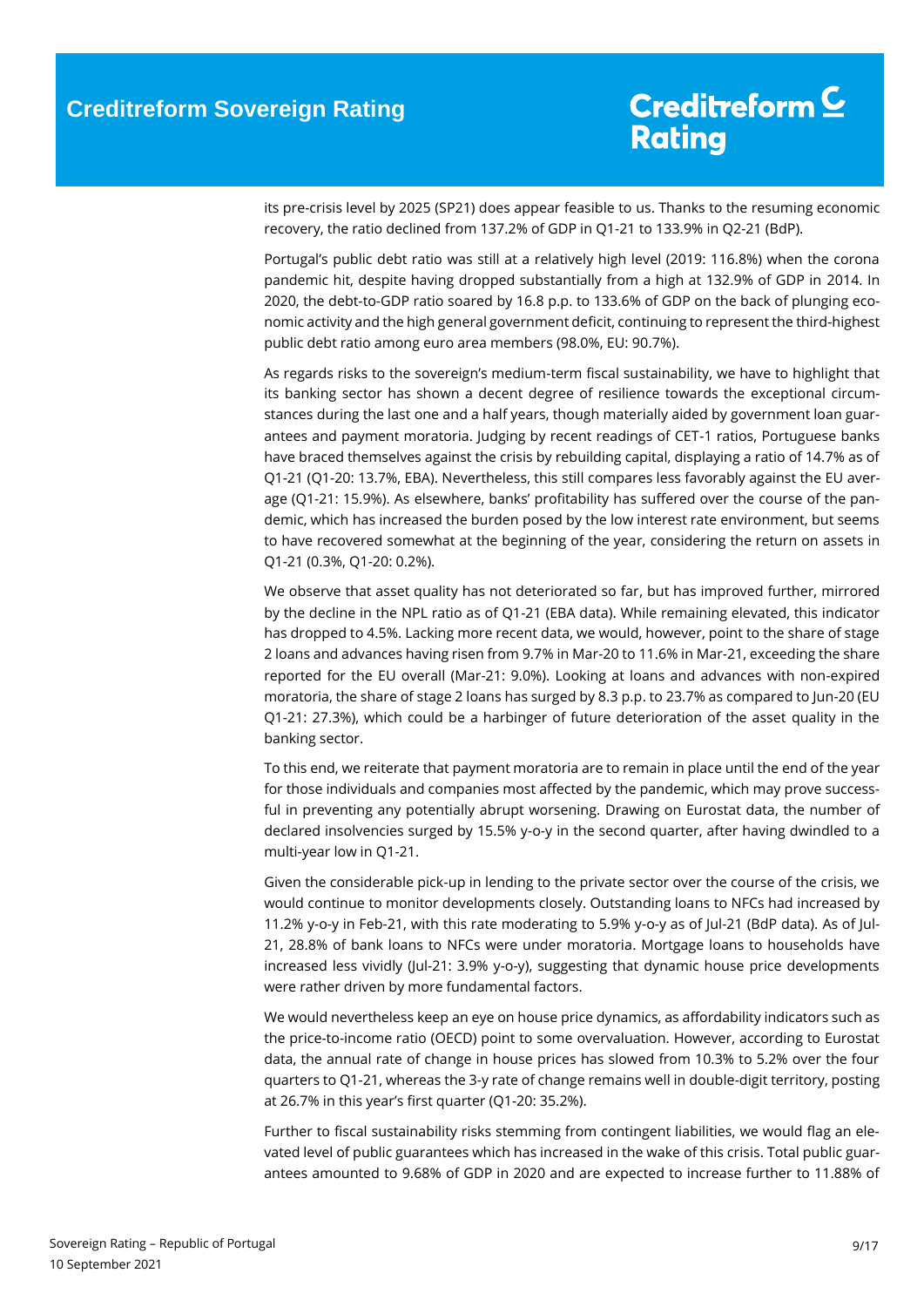its pre-crisis level by 2025 (SP21) does appear feasible to us. Thanks to the resuming economic recovery, the ratio declined from 137.2% of GDP in Q1-21 to 133.9% in Q2-21 (BdP).

Portugal's public debt ratio was still at a relatively high level (2019: 116.8%) when the corona pandemic hit, despite having dropped substantially from a high at 132.9% of GDP in 2014. In 2020, the debt-to-GDP ratio soared by 16.8 p.p. to 133.6% of GDP on the back of plunging economic activity and the high general government deficit, continuing to represent the third-highest public debt ratio among euro area members (98.0%, EU: 90.7%).

As regards risks to the sovereign's medium-term fiscal sustainability, we have to highlight that its banking sector has shown a decent degree of resilience towards the exceptional circumstances during the last one and a half years, though materially aided by government loan guarantees and payment moratoria. Judging by recent readings of CET-1 ratios, Portuguese banks have braced themselves against the crisis by rebuilding capital, displaying a ratio of 14.7% as of Q1-21 (Q1-20: 13.7%, EBA). Nevertheless, this still compares less favorably against the EU average (Q1-21: 15.9%). As elsewhere, banks' profitability has suffered over the course of the pandemic, which has increased the burden posed by the low interest rate environment, but seems to have recovered somewhat at the beginning of the year, considering the return on assets in Q1-21 (0.3%, Q1-20: 0.2%).

We observe that asset quality has not deteriorated so far, but has improved further, mirrored by the decline in the NPL ratio as of Q1-21 (EBA data). While remaining elevated, this indicator has dropped to 4.5%. Lacking more recent data, we would, however, point to the share of stage 2 loans and advances having risen from 9.7% in Mar-20 to 11.6% in Mar-21, exceeding the share reported for the EU overall (Mar-21: 9.0%). Looking at loans and advances with non-expired moratoria, the share of stage 2 loans has surged by 8.3 p.p. to 23.7% as compared to Jun-20 (EU Q1-21: 27.3%), which could be a harbinger of future deterioration of the asset quality in the banking sector.

To this end, we reiterate that payment moratoria are to remain in place until the end of the year for those individuals and companies most affected by the pandemic, which may prove successful in preventing any potentially abrupt worsening. Drawing on Eurostat data, the number of declared insolvencies surged by 15.5% y-o-y in the second quarter, after having dwindled to a multi-year low in Q1-21.

Given the considerable pick-up in lending to the private sector over the course of the crisis, we would continue to monitor developments closely. Outstanding loans to NFCs had increased by 11.2% y-o-y in Feb-21, with this rate moderating to 5.9% y-o-y as of Jul-21 (BdP data). As of Jul-21, 28.8% of bank loans to NFCs were under moratoria. Mortgage loans to households have increased less vividly (Jul-21: 3.9% y-o-y), suggesting that dynamic house price developments were rather driven by more fundamental factors.

We would nevertheless keep an eye on house price dynamics, as affordability indicators such as the price-to-income ratio (OECD) point to some overvaluation. However, according to Eurostat data, the annual rate of change in house prices has slowed from 10.3% to 5.2% over the four quarters to Q1-21, whereas the 3-y rate of change remains well in double-digit territory, posting at 26.7% in this year's first quarter (Q1-20: 35.2%).

Further to fiscal sustainability risks stemming from contingent liabilities, we would flag an elevated level of public guarantees which has increased in the wake of this crisis. Total public guarantees amounted to 9.68% of GDP in 2020 and are expected to increase further to 11.88% of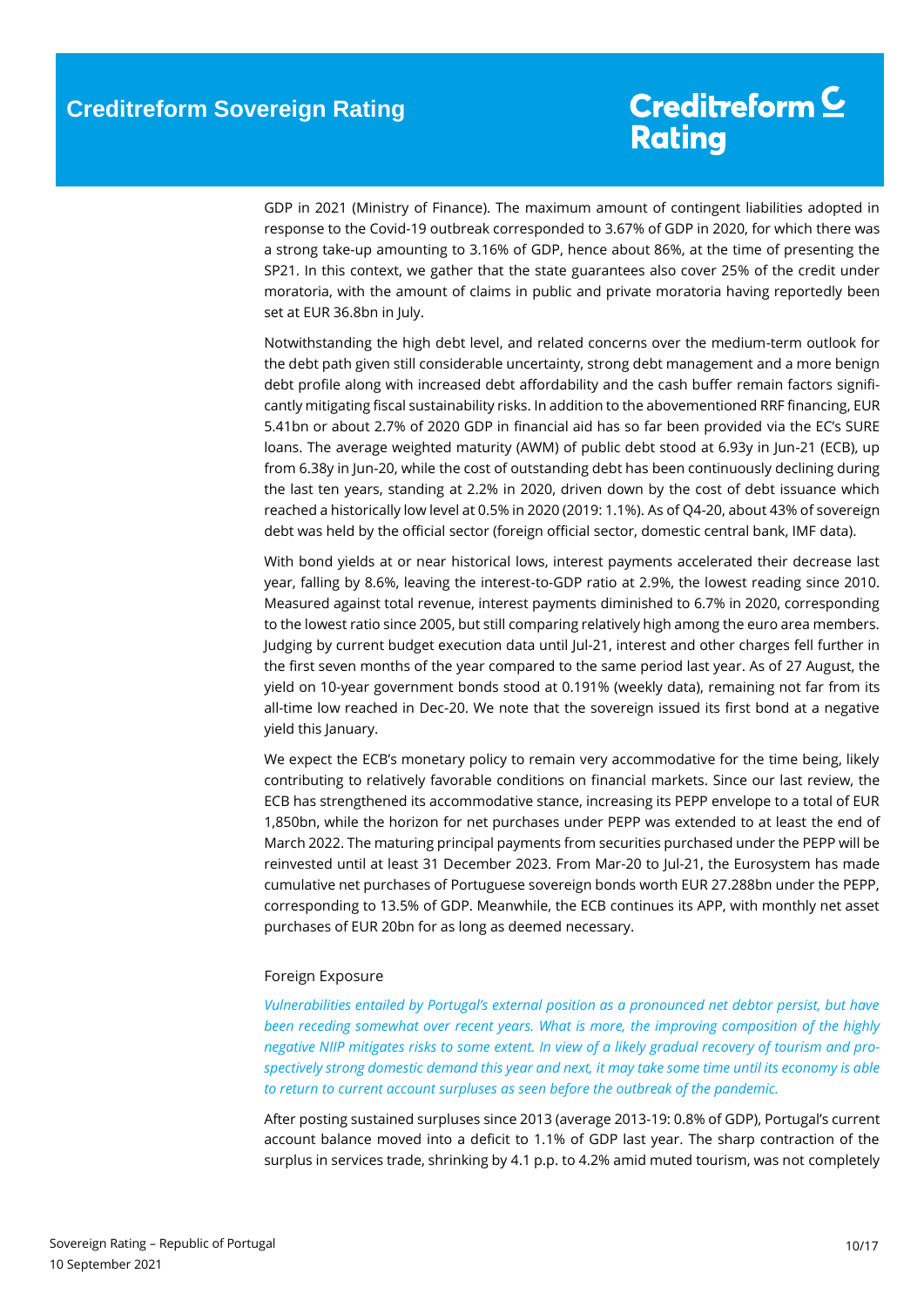GDP in 2021 (Ministry of Finance). The maximum amount of contingent liabilities adopted in response to the Covid-19 outbreak corresponded to 3.67% of GDP in 2020, for which there was a strong take-up amounting to 3.16% of GDP, hence about 86%, at the time of presenting the SP21. In this context, we gather that the state guarantees also cover 25% of the credit under moratoria, with the amount of claims in public and private moratoria having reportedly been set at EUR 36.8bn in July.

Notwithstanding the high debt level, and related concerns over the medium-term outlook for the debt path given still considerable uncertainty, strong debt management and a more benign debt profile along with increased debt affordability and the cash buffer remain factors significantly mitigating fiscal sustainability risks. In addition to the abovementioned RRF financing, EUR 5.41bn or about 2.7% of 2020 GDP in financial aid has so far been provided via the EC's SURE loans. The average weighted maturity (AWM) of public debt stood at 6.93y in Jun-21 (ECB), up from 6.38y in Jun-20, while the cost of outstanding debt has been continuously declining during the last ten years, standing at 2.2% in 2020, driven down by the cost of debt issuance which reached a historically low level at 0.5% in 2020 (2019: 1.1%). As of Q4-20, about 43% of sovereign debt was held by the official sector (foreign official sector, domestic central bank, IMF data).

With bond yields at or near historical lows, interest payments accelerated their decrease last year, falling by 8.6%, leaving the interest-to-GDP ratio at 2.9%, the lowest reading since 2010. Measured against total revenue, interest payments diminished to 6.7% in 2020, corresponding to the lowest ratio since 2005, but still comparing relatively high among the euro area members. Judging by current budget execution data until Jul-21, interest and other charges fell further in the first seven months of the year compared to the same period last year. As of 27 August, the yield on 10-year government bonds stood at 0.191% (weekly data), remaining not far from its all-time low reached in Dec-20. We note that the sovereign issued its first bond at a negative yield this January.

We expect the ECB's monetary policy to remain very accommodative for the time being, likely contributing to relatively favorable conditions on financial markets. Since our last review, the ECB has strengthened its accommodative stance, increasing its PEPP envelope to a total of EUR 1,850bn, while the horizon for net purchases under PEPP was extended to at least the end of March 2022. The maturing principal payments from securities purchased under the PEPP will be reinvested until at least 31 December 2023. From Mar-20 to Jul-21, the Eurosystem has made cumulative net purchases of Portuguese sovereign bonds worth EUR 27.288bn under the PEPP, corresponding to 13.5% of GDP. Meanwhile, the ECB continues its APP, with monthly net asset purchases of EUR 20bn for as long as deemed necessary.

## Foreign Exposure

*Vulnerabilities entailed by Portugal's external position as a pronounced net debtor persist, but have been receding somewhat over recent years. What is more, the improving composition of the highly negative NIIP mitigates risks to some extent. In view of a likely gradual recovery of tourism and prospectively strong domestic demand this year and next, it may take some time until its economy is able to return to current account surpluses as seen before the outbreak of the pandemic.*

After posting sustained surpluses since 2013 (average 2013-19: 0.8% of GDP), Portugal's current account balance moved into a deficit to 1.1% of GDP last year. The sharp contraction of the surplus in services trade, shrinking by 4.1 p.p. to 4.2% amid muted tourism, was not completely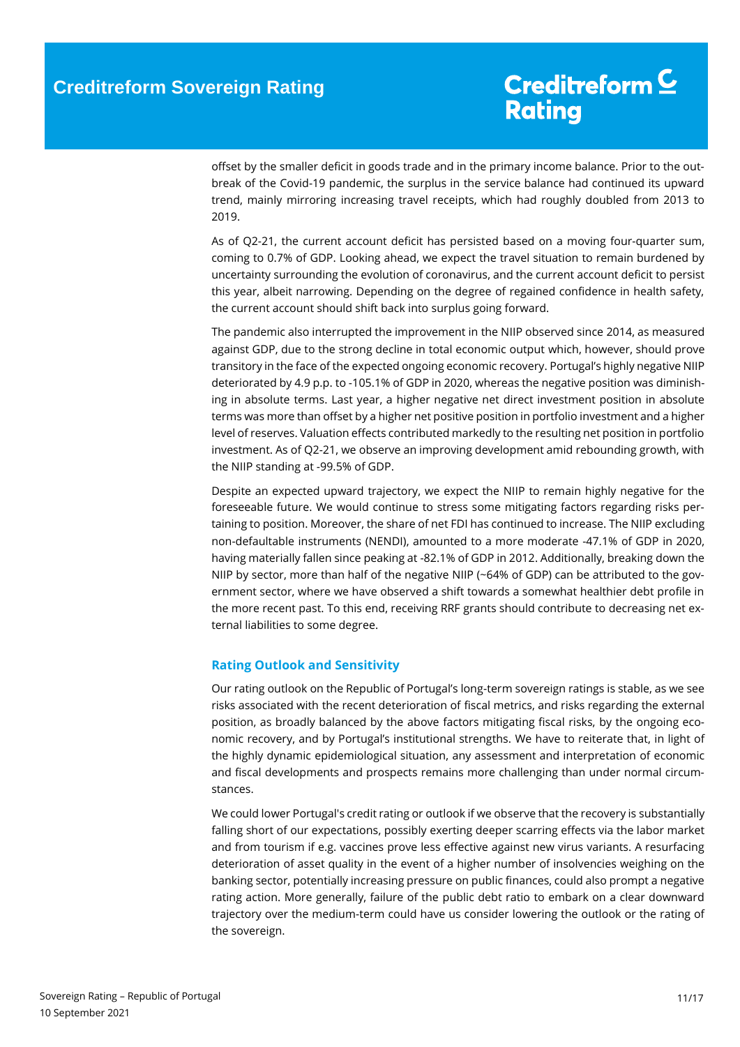offset by the smaller deficit in goods trade and in the primary income balance. Prior to the outbreak of the Covid-19 pandemic, the surplus in the service balance had continued its upward trend, mainly mirroring increasing travel receipts, which had roughly doubled from 2013 to 2019.

As of Q2-21, the current account deficit has persisted based on a moving four-quarter sum, coming to 0.7% of GDP. Looking ahead, we expect the travel situation to remain burdened by uncertainty surrounding the evolution of coronavirus, and the current account deficit to persist this year, albeit narrowing. Depending on the degree of regained confidence in health safety, the current account should shift back into surplus going forward.

The pandemic also interrupted the improvement in the NIIP observed since 2014, as measured against GDP, due to the strong decline in total economic output which, however, should prove transitory in the face of the expected ongoing economic recovery. Portugal's highly negative NIIP deteriorated by 4.9 p.p. to -105.1% of GDP in 2020, whereas the negative position was diminishing in absolute terms. Last year, a higher negative net direct investment position in absolute terms was more than offset by a higher net positive position in portfolio investment and a higher level of reserves. Valuation effects contributed markedly to the resulting net position in portfolio investment. As of Q2-21, we observe an improving development amid rebounding growth, with the NIIP standing at -99.5% of GDP.

Despite an expected upward trajectory, we expect the NIIP to remain highly negative for the foreseeable future. We would continue to stress some mitigating factors regarding risks pertaining to position. Moreover, the share of net FDI has continued to increase. The NIIP excluding non-defaultable instruments (NENDI), amounted to a more moderate -47.1% of GDP in 2020, having materially fallen since peaking at -82.1% of GDP in 2012. Additionally, breaking down the NIIP by sector, more than half of the negative NIIP (~64% of GDP) can be attributed to the government sector, where we have observed a shift towards a somewhat healthier debt profile in the more recent past. To this end, receiving RRF grants should contribute to decreasing net external liabilities to some degree.

## Rating Outlook and Sensitivity

Our rating outlook on the Republic of Portugal's long-term sovereign ratings is stable, as we see risks associated with the recent deterioration of fiscal metrics, and risks regarding the external position, as broadly balanced by the above factors mitigating fiscal risks, by the ongoing economic recovery, and by Portugal's institutional strengths. We have to reiterate that, in light of the highly dynamic epidemiological situation, any assessment and interpretation of economic and fiscal developments and prospects remains more challenging than under normal circumstances.

We could lower Portugal's credit rating or outlook if we observe that the recovery is substantially falling short of our expectations, possibly exerting deeper scarring effects via the labor market and from tourism if e.g. vaccines prove less effective against new virus variants. A resurfacing deterioration of asset quality in the event of a higher number of insolvencies weighing on the banking sector, potentially increasing pressure on public finances, could also prompt a negative rating action. More generally, failure of the public debt ratio to embark on a clear downward trajectory over the medium-term could have us consider lowering the outlook or the rating of the sovereign.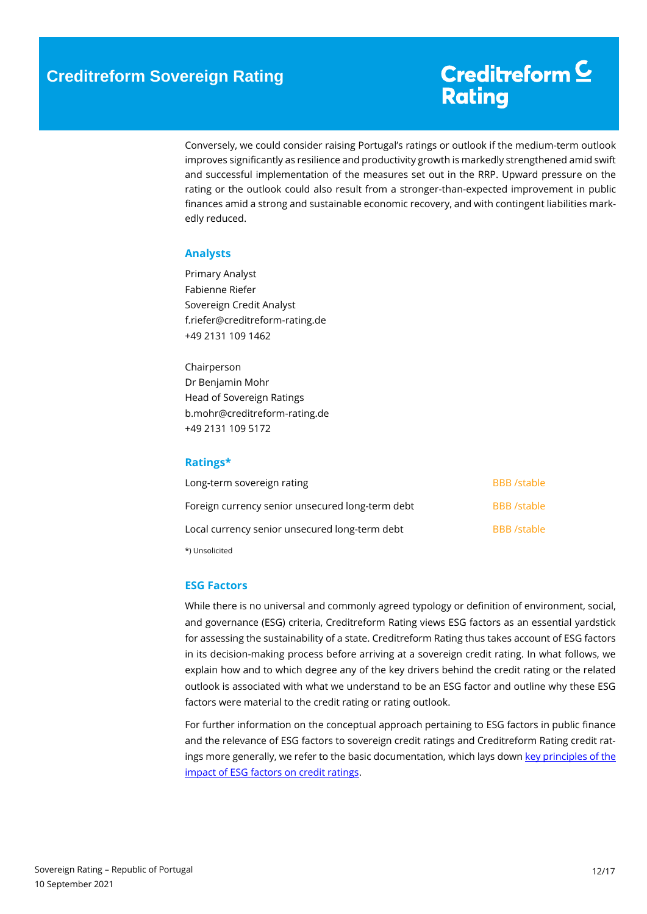Conversely, we could consider raising Portugal's ratings or outlook if the medium-term outlook improves significantly as resilience and productivity growth is markedly strengthened amid swift and successful implementation of the measures set out in the RRP. Upward pressure on the rating or the outlook could also result from a stronger-than-expected improvement in public finances amid a strong and sustainable economic recovery, and with contingent liabilities markedly reduced.

## Analysts

Primary Analyst
Fabienne Riefer
Sovereign Credit Analyst
f.riefer@creditreform-rating.de
+49 2131 109 1462

Chairperson
Dr Benjamin Mohr
Head of Sovereign Ratings
b.mohr@creditreform-rating.de
+49 2131 109 5172

## Ratings*

| | |
|---|---|
| Long-term sovereign rating | BBB /stable |
| Foreign currency senior unsecured long-term debt | BBB /stable |
| Local currency senior unsecured long-term debt | BBB /stable |

*) Unsolicited

## ESG Factors

While there is no universal and commonly agreed typology or definition of environment, social, and governance (ESG) criteria, Creditreform Rating views ESG factors as an essential yardstick for assessing the sustainability of a state. Creditreform Rating thus takes account of ESG factors in its decision-making process before arriving at a sovereign credit rating. In what follows, we explain how and to which degree any of the key drivers behind the credit rating or the related outlook is associated with what we understand to be an ESG factor and outline why these ESG factors were material to the credit rating or rating outlook.

For further information on the conceptual approach pertaining to ESG factors in public finance and the relevance of ESG factors to sovereign credit ratings and Creditreform Rating credit ratings more generally, we refer to the basic documentation, which lays down key principles of the impact of ESG factors on credit ratings.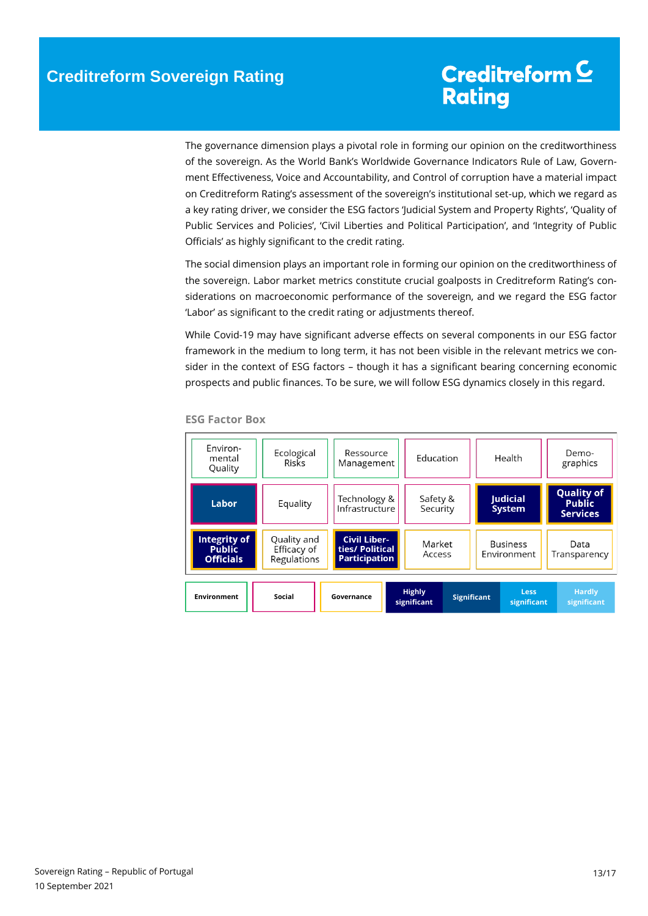The governance dimension plays a pivotal role in forming our opinion on the creditworthiness of the sovereign. As the World Bank's Worldwide Governance Indicators Rule of Law, Government Effectiveness, Voice and Accountability, and Control of corruption have a material impact on Creditreform Rating's assessment of the sovereign's institutional set-up, which we regard as a key rating driver, we consider the ESG factors 'Judicial System and Property Rights', 'Quality of Public Services and Policies', 'Civil Liberties and Political Participation', and 'Integrity of Public Officials' as highly significant to the credit rating.

The social dimension plays an important role in forming our opinion on the creditworthiness of the sovereign. Labor market metrics constitute crucial goalposts in Creditreform Rating's considerations on macroeconomic performance of the sovereign, and we regard the ESG factor 'Labor' as significant to the credit rating or adjustments thereof.

While Covid-19 may have significant adverse effects on several components in our ESG factor framework in the medium to long term, it has not been visible in the relevant metrics we consider in the context of ESG factors – though it has a significant bearing concerning economic prospects and public finances. To be sure, we will follow ESG dynamics closely in this regard.

**ESG Factor Box**

| | | | | | |
|---|---|---|---|---|---|
| Environmental Quality | Ecological Risks | Ressource Management | Education | Health | Demographics |
| **Labor** | Equality | Technology & Infrastructure | Safety & Security | **Judicial System** | **Quality of Public Services** |
| **Integrity of Public Officials** | Quality and Efficacy of Regulations | **Civil Liberties/ Political Participation** | Market Access | Business Environment | Data Transparency |

Legend: Environment | Social | Governance | Highly significant | Significant | Less significant | Hardly significant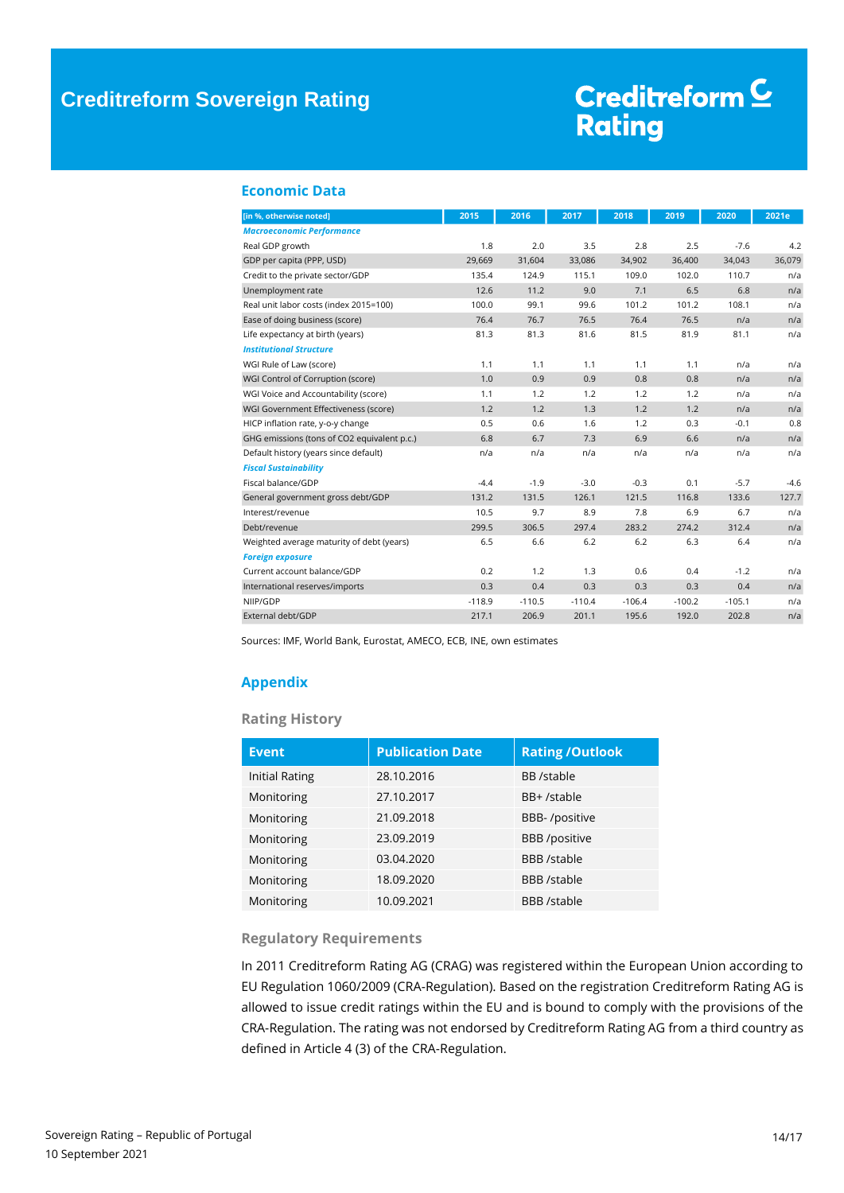## Economic Data

| [in %, otherwise noted] | 2015 | 2016 | 2017 | 2018 | 2019 | 2020 | 2021e |
|---|---|---|---|---|---|---|---|
| ***Macroeconomic Performance*** | | | | | | | |
| Real GDP growth | 1.8 | 2.0 | 3.5 | 2.8 | 2.5 | -7.6 | 4.2 |
| GDP per capita (PPP, USD) | 29,669 | 31,604 | 33,086 | 34,902 | 36,400 | 34,043 | 36,079 |
| Credit to the private sector/GDP | 135.4 | 124.9 | 115.1 | 109.0 | 102.0 | 110.7 | n/a |
| Unemployment rate | 12.6 | 11.2 | 9.0 | 7.1 | 6.5 | 6.8 | n/a |
| Real unit labor costs (index 2015=100) | 100.0 | 99.1 | 99.6 | 101.2 | 101.2 | 108.1 | n/a |
| Ease of doing business (score) | 76.4 | 76.7 | 76.5 | 76.4 | 76.5 | n/a | n/a |
| Life expectancy at birth (years) | 81.3 | 81.3 | 81.6 | 81.5 | 81.9 | 81.1 | n/a |
| ***Institutional Structure*** | | | | | | | |
| WGI Rule of Law (score) | 1.1 | 1.1 | 1.1 | 1.1 | 1.1 | n/a | n/a |
| WGI Control of Corruption (score) | 1.0 | 0.9 | 0.9 | 0.8 | 0.8 | n/a | n/a |
| WGI Voice and Accountability (score) | 1.1 | 1.2 | 1.2 | 1.2 | 1.2 | n/a | n/a |
| WGI Government Effectiveness (score) | 1.2 | 1.2 | 1.3 | 1.2 | 1.2 | n/a | n/a |
| HICP inflation rate, y-o-y change | 0.5 | 0.6 | 1.6 | 1.2 | 0.3 | -0.1 | 0.8 |
| GHG emissions (tons of CO2 equivalent p.c.) | 6.8 | 6.7 | 7.3 | 6.9 | 6.6 | n/a | n/a |
| Default history (years since default) | n/a | n/a | n/a | n/a | n/a | n/a | n/a |
| ***Fiscal Sustainability*** | | | | | | | |
| Fiscal balance/GDP | -4.4 | -1.9 | -3.0 | -0.3 | 0.1 | -5.7 | -4.6 |
| General government gross debt/GDP | 131.2 | 131.5 | 126.1 | 121.5 | 116.8 | 133.6 | 127.7 |
| Interest/revenue | 10.5 | 9.7 | 8.9 | 7.8 | 6.9 | 6.7 | n/a |
| Debt/revenue | 299.5 | 306.5 | 297.4 | 283.2 | 274.2 | 312.4 | n/a |
| Weighted average maturity of debt (years) | 6.5 | 6.6 | 6.2 | 6.2 | 6.3 | 6.4 | n/a |
| ***Foreign exposure*** | | | | | | | |
| Current account balance/GDP | 0.2 | 1.2 | 1.3 | 0.6 | 0.4 | -1.2 | n/a |
| International reserves/imports | 0.3 | 0.4 | 0.3 | 0.3 | 0.3 | 0.4 | n/a |
| NIIP/GDP | -118.9 | -110.5 | -110.4 | -106.4 | -100.2 | -105.1 | n/a |
| External debt/GDP | 217.1 | 206.9 | 201.1 | 195.6 | 192.0 | 202.8 | n/a |

Sources: IMF, World Bank, Eurostat, AMECO, ECB, INE, own estimates

## Appendix

### Rating History

| Event | Publication Date | Rating /Outlook |
|---|---|---|
| Initial Rating | 28.10.2016 | BB /stable |
| Monitoring | 27.10.2017 | BB+ /stable |
| Monitoring | 21.09.2018 | BBB- /positive |
| Monitoring | 23.09.2019 | BBB /positive |
| Monitoring | 03.04.2020 | BBB /stable |
| Monitoring | 18.09.2020 | BBB /stable |
| Monitoring | 10.09.2021 | BBB /stable |

### Regulatory Requirements

In 2011 Creditreform Rating AG (CRAG) was registered within the European Union according to EU Regulation 1060/2009 (CRA-Regulation). Based on the registration Creditreform Rating AG is allowed to issue credit ratings within the EU and is bound to comply with the provisions of the CRA-Regulation. The rating was not endorsed by Creditreform Rating AG from a third country as defined in Article 4 (3) of the CRA-Regulation.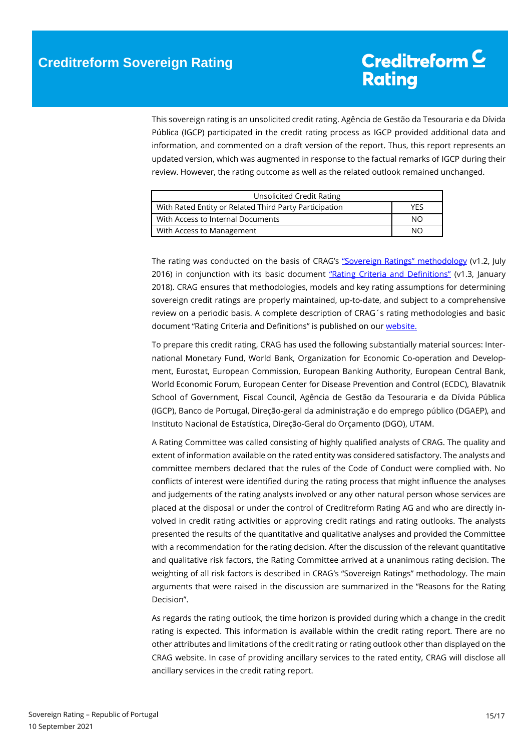This sovereign rating is an unsolicited credit rating. Agência de Gestão da Tesouraria e da Dívida Pública (IGCP) participated in the credit rating process as IGCP provided additional data and information, and commented on a draft version of the report. Thus, this report represents an updated version, which was augmented in response to the factual remarks of IGCP during their review. However, the rating outcome as well as the related outlook remained unchanged.

| Unsolicited Credit Rating | |
|---|---|
| With Rated Entity or Related Third Party Participation | YES |
| With Access to Internal Documents | NO |
| With Access to Management | NO |

The rating was conducted on the basis of CRAG's "Sovereign Ratings" methodology (v1.2, July 2016) in conjunction with its basic document "Rating Criteria and Definitions" (v1.3, January 2018). CRAG ensures that methodologies, models and key rating assumptions for determining sovereign credit ratings are properly maintained, up-to-date, and subject to a comprehensive review on a periodic basis. A complete description of CRAG´s rating methodologies and basic document "Rating Criteria and Definitions" is published on our website.

To prepare this credit rating, CRAG has used the following substantially material sources: International Monetary Fund, World Bank, Organization for Economic Co-operation and Development, Eurostat, European Commission, European Banking Authority, European Central Bank, World Economic Forum, European Center for Disease Prevention and Control (ECDC), Blavatnik School of Government, Fiscal Council, Agência de Gestão da Tesouraria e da Dívida Pública (IGCP), Banco de Portugal, Direção-geral da administração e do emprego público (DGAEP), and Instituto Nacional de Estatística, Direção-Geral do Orçamento (DGO), UTAM.

A Rating Committee was called consisting of highly qualified analysts of CRAG. The quality and extent of information available on the rated entity was considered satisfactory. The analysts and committee members declared that the rules of the Code of Conduct were complied with. No conflicts of interest were identified during the rating process that might influence the analyses and judgements of the rating analysts involved or any other natural person whose services are placed at the disposal or under the control of Creditreform Rating AG and who are directly involved in credit rating activities or approving credit ratings and rating outlooks. The analysts presented the results of the quantitative and qualitative analyses and provided the Committee with a recommendation for the rating decision. After the discussion of the relevant quantitative and qualitative risk factors, the Rating Committee arrived at a unanimous rating decision. The weighting of all risk factors is described in CRAG's "Sovereign Ratings" methodology. The main arguments that were raised in the discussion are summarized in the "Reasons for the Rating Decision".

As regards the rating outlook, the time horizon is provided during which a change in the credit rating is expected. This information is available within the credit rating report. There are no other attributes and limitations of the credit rating or rating outlook other than displayed on the CRAG website. In case of providing ancillary services to the rated entity, CRAG will disclose all ancillary services in the credit rating report.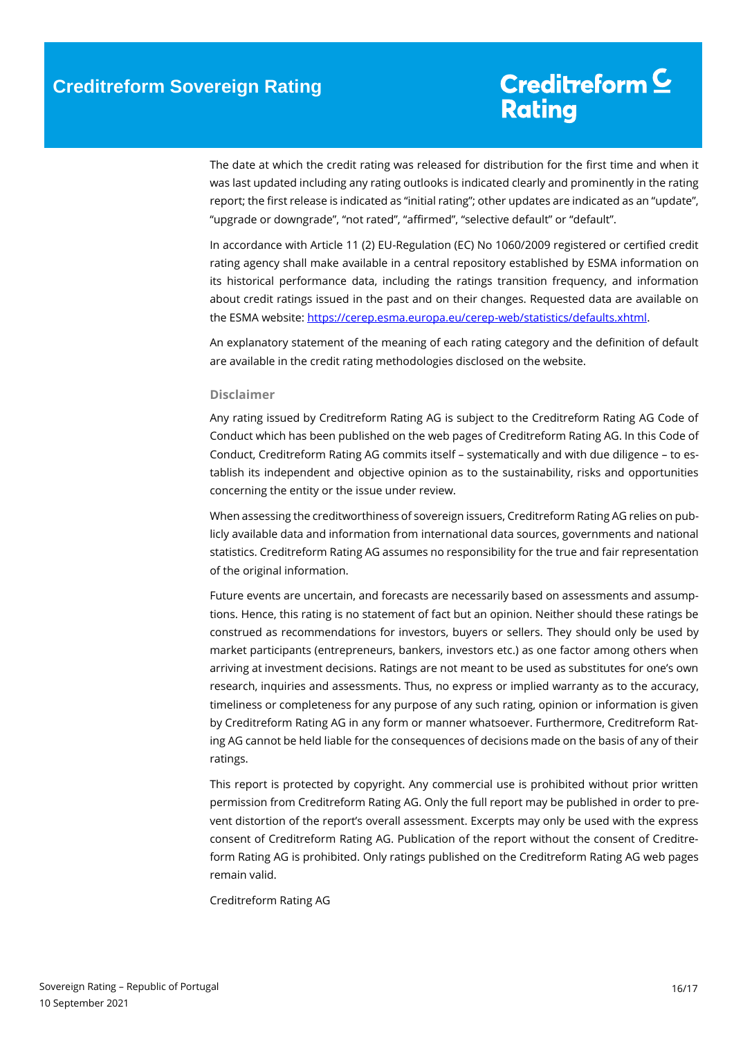The date at which the credit rating was released for distribution for the first time and when it was last updated including any rating outlooks is indicated clearly and prominently in the rating report; the first release is indicated as "initial rating"; other updates are indicated as an "update", "upgrade or downgrade", "not rated", "affirmed", "selective default" or "default".

In accordance with Article 11 (2) EU-Regulation (EC) No 1060/2009 registered or certified credit rating agency shall make available in a central repository established by ESMA information on its historical performance data, including the ratings transition frequency, and information about credit ratings issued in the past and on their changes. Requested data are available on the ESMA website: https://cerep.esma.europa.eu/cerep-web/statistics/defaults.xhtml.

An explanatory statement of the meaning of each rating category and the definition of default are available in the credit rating methodologies disclosed on the website.

### Disclaimer

Any rating issued by Creditreform Rating AG is subject to the Creditreform Rating AG Code of Conduct which has been published on the web pages of Creditreform Rating AG. In this Code of Conduct, Creditreform Rating AG commits itself – systematically and with due diligence – to establish its independent and objective opinion as to the sustainability, risks and opportunities concerning the entity or the issue under review.

When assessing the creditworthiness of sovereign issuers, Creditreform Rating AG relies on publicly available data and information from international data sources, governments and national statistics. Creditreform Rating AG assumes no responsibility for the true and fair representation of the original information.

Future events are uncertain, and forecasts are necessarily based on assessments and assumptions. Hence, this rating is no statement of fact but an opinion. Neither should these ratings be construed as recommendations for investors, buyers or sellers. They should only be used by market participants (entrepreneurs, bankers, investors etc.) as one factor among others when arriving at investment decisions. Ratings are not meant to be used as substitutes for one's own research, inquiries and assessments. Thus, no express or implied warranty as to the accuracy, timeliness or completeness for any purpose of any such rating, opinion or information is given by Creditreform Rating AG in any form or manner whatsoever. Furthermore, Creditreform Rating AG cannot be held liable for the consequences of decisions made on the basis of any of their ratings.

This report is protected by copyright. Any commercial use is prohibited without prior written permission from Creditreform Rating AG. Only the full report may be published in order to prevent distortion of the report's overall assessment. Excerpts may only be used with the express consent of Creditreform Rating AG. Publication of the report without the consent of Creditreform Rating AG is prohibited. Only ratings published on the Creditreform Rating AG web pages remain valid.

Creditreform Rating AG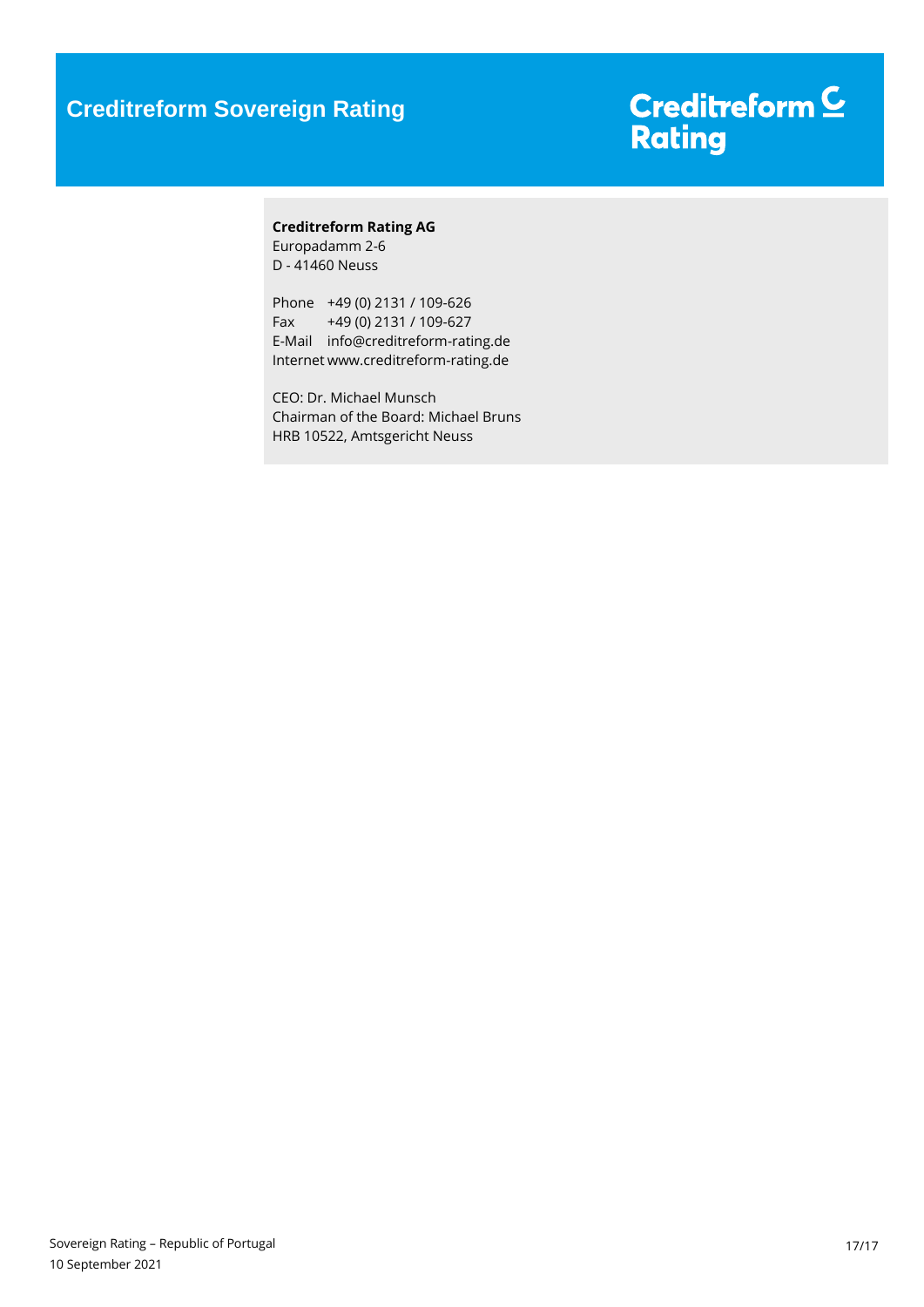**Creditreform Rating AG**
Europadamm 2-6
D - 41460 Neuss

Phone +49 (0) 2131 / 109-626
Fax +49 (0) 2131 / 109-627
E-Mail info@creditreform-rating.de
Internet www.creditreform-rating.de

CEO: Dr. Michael Munsch
Chairman of the Board: Michael Bruns
HRB 10522, Amtsgericht Neuss